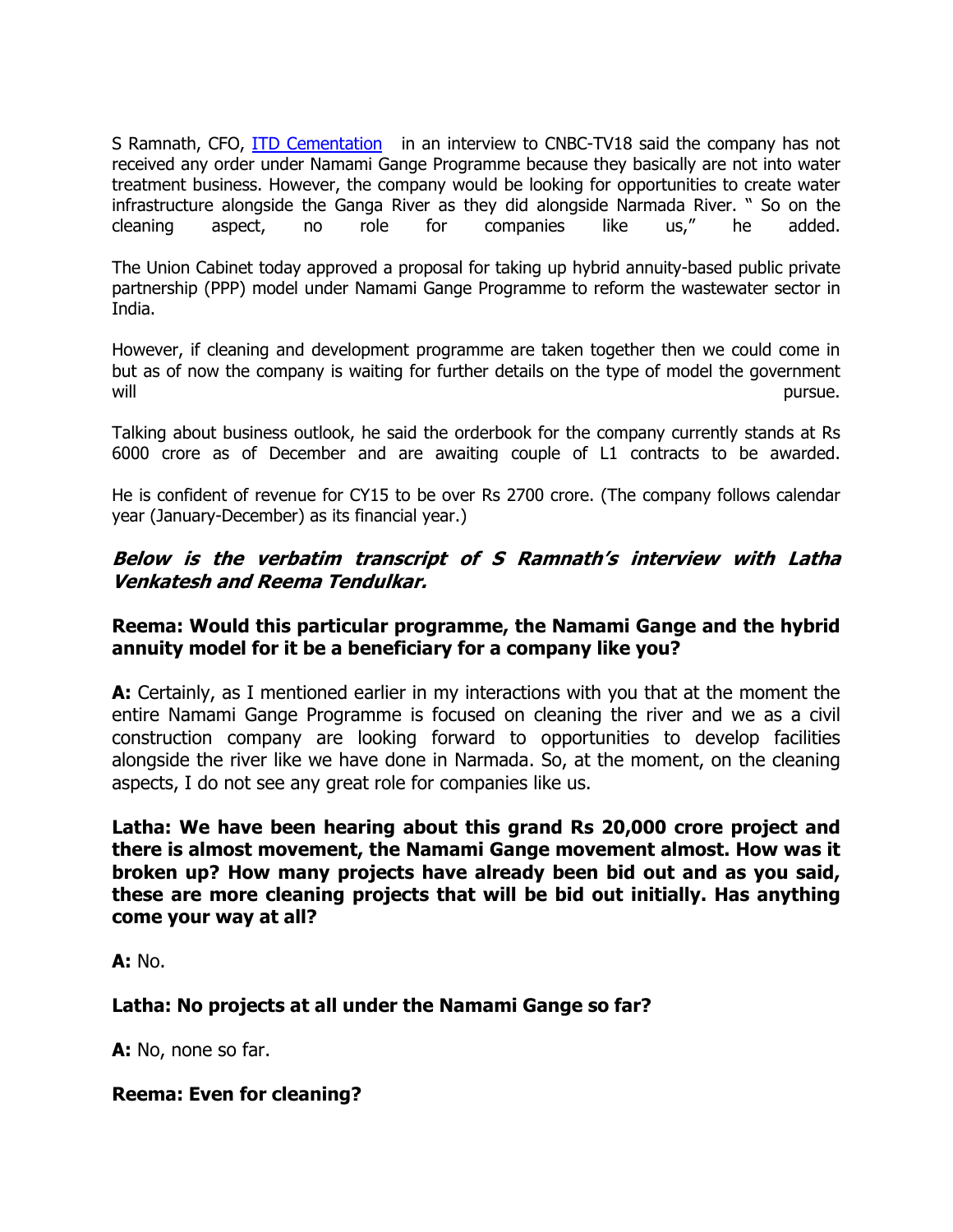S Ramnath, CFO, ITD Cementation in an interview to CNBC-TV18 said the company has not received any order under Namami Gange Programme because they basically are not into water treatment business. However, the company would be looking for opportunities to create water infrastructure alongside the Ganga River as they did alongside Narmada River. " So on the cleaning aspect, no role for companies like us," he added.

The Union Cabinet today approved a proposal for taking up hybrid annuity-based public private partnership (PPP) model under Namami Gange Programme to reform the wastewater sector in India.

However, if cleaning and development programme are taken together then we could come in but as of now the company is waiting for further details on the type of model the government will pursue.

Talking about business outlook, he said the orderbook for the company currently stands at Rs 6000 crore as of December and are awaiting couple of L1 contracts to be awarded.

He is confident of revenue for CY15 to be over Rs 2700 crore. (The company follows calendar year (January-December) as its financial year.)

***Below is the verbatim transcript of S Ramnath's interview with Latha Venkatesh and Reema Tendulkar.***

**Reema: Would this particular programme, the Namami Gange and the hybrid annuity model for it be a beneficiary for a company like you?**

**A:** Certainly, as I mentioned earlier in my interactions with you that at the moment the entire Namami Gange Programme is focused on cleaning the river and we as a civil construction company are looking forward to opportunities to develop facilities alongside the river like we have done in Narmada. So, at the moment, on the cleaning aspects, I do not see any great role for companies like us.

**Latha: We have been hearing about this grand Rs 20,000 crore project and there is almost movement, the Namami Gange movement almost. How was it broken up? How many projects have already been bid out and as you said, these are more cleaning projects that will be bid out initially. Has anything come your way at all?**

**A:** No.

**Latha: No projects at all under the Namami Gange so far?**

**A:** No, none so far.

**Reema: Even for cleaning?**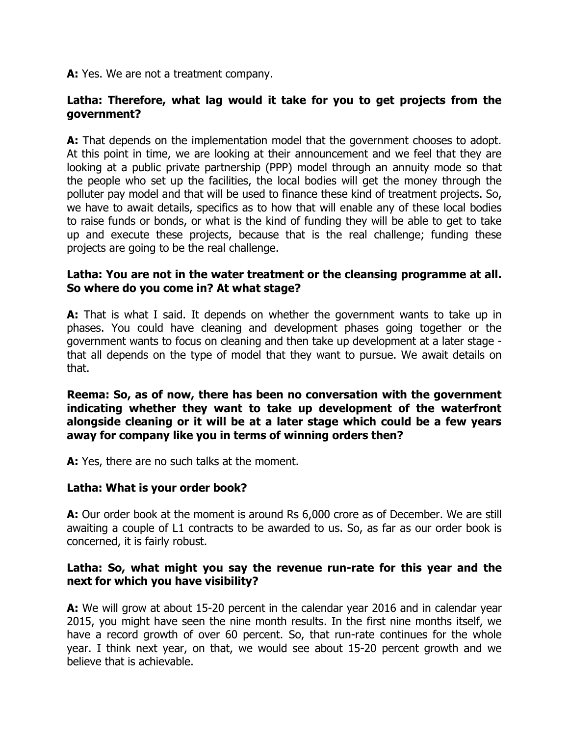**A:** Yes. We are not a treatment company.

**Latha: Therefore, what lag would it take for you to get projects from the government?**

**A:** That depends on the implementation model that the government chooses to adopt. At this point in time, we are looking at their announcement and we feel that they are looking at a public private partnership (PPP) model through an annuity mode so that the people who set up the facilities, the local bodies will get the money through the polluter pay model and that will be used to finance these kind of treatment projects. So, we have to await details, specifics as to how that will enable any of these local bodies to raise funds or bonds, or what is the kind of funding they will be able to get to take up and execute these projects, because that is the real challenge; funding these projects are going to be the real challenge.

**Latha: You are not in the water treatment or the cleansing programme at all. So where do you come in? At what stage?**

**A:** That is what I said. It depends on whether the government wants to take up in phases. You could have cleaning and development phases going together or the government wants to focus on cleaning and then take up development at a later stage - that all depends on the type of model that they want to pursue. We await details on that.

**Reema: So, as of now, there has been no conversation with the government indicating whether they want to take up development of the waterfront alongside cleaning or it will be at a later stage which could be a few years away for company like you in terms of winning orders then?**

**A:** Yes, there are no such talks at the moment.

**Latha: What is your order book?**

**A:** Our order book at the moment is around Rs 6,000 crore as of December. We are still awaiting a couple of L1 contracts to be awarded to us. So, as far as our order book is concerned, it is fairly robust.

**Latha: So, what might you say the revenue run-rate for this year and the next for which you have visibility?**

**A:** We will grow at about 15-20 percent in the calendar year 2016 and in calendar year 2015, you might have seen the nine month results. In the first nine months itself, we have a record growth of over 60 percent. So, that run-rate continues for the whole year. I think next year, on that, we would see about 15-20 percent growth and we believe that is achievable.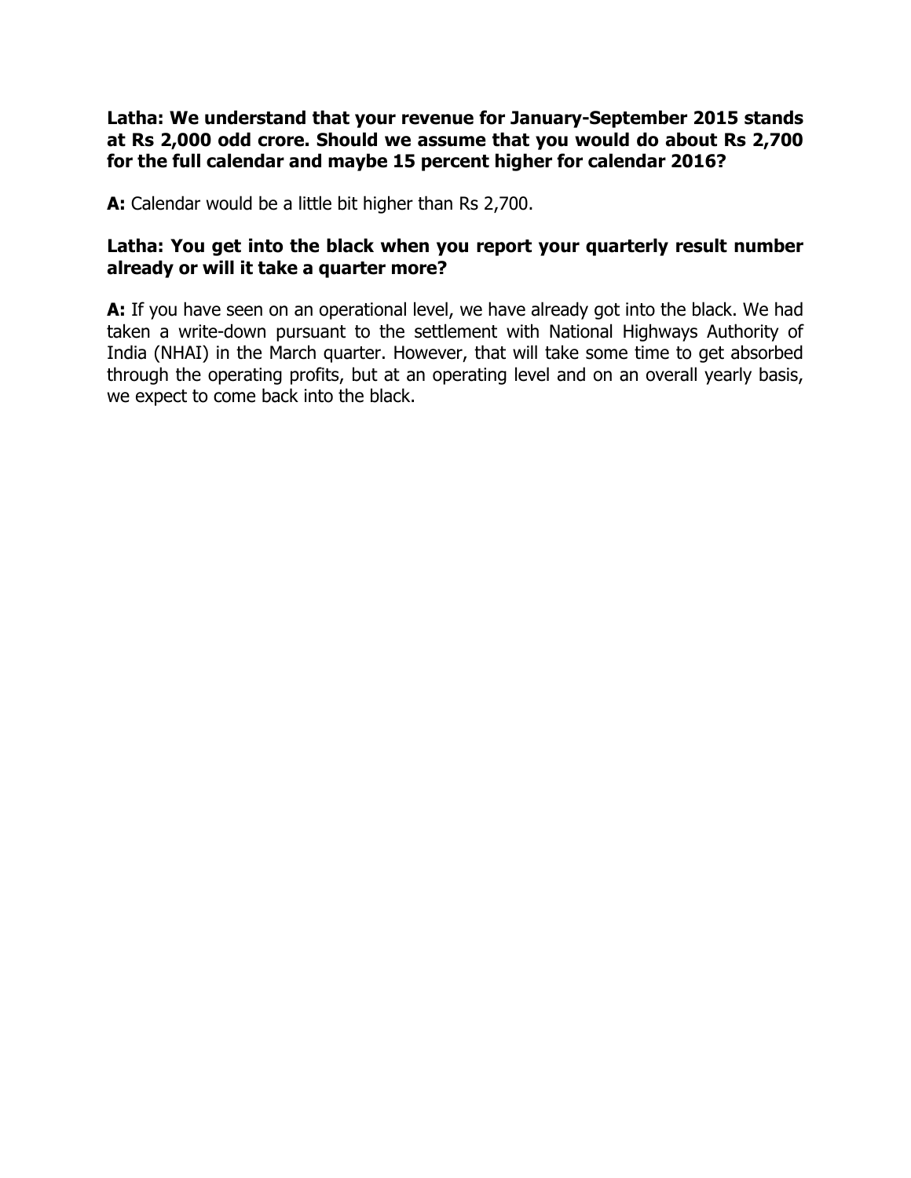**Latha: We understand that your revenue for January-September 2015 stands at Rs 2,000 odd crore. Should we assume that you would do about Rs 2,700 for the full calendar and maybe 15 percent higher for calendar 2016?**

**A:** Calendar would be a little bit higher than Rs 2,700.

**Latha: You get into the black when you report your quarterly result number already or will it take a quarter more?**

**A:** If you have seen on an operational level, we have already got into the black. We had taken a write-down pursuant to the settlement with National Highways Authority of India (NHAI) in the March quarter. However, that will take some time to get absorbed through the operating profits, but at an operating level and on an overall yearly basis, we expect to come back into the black.